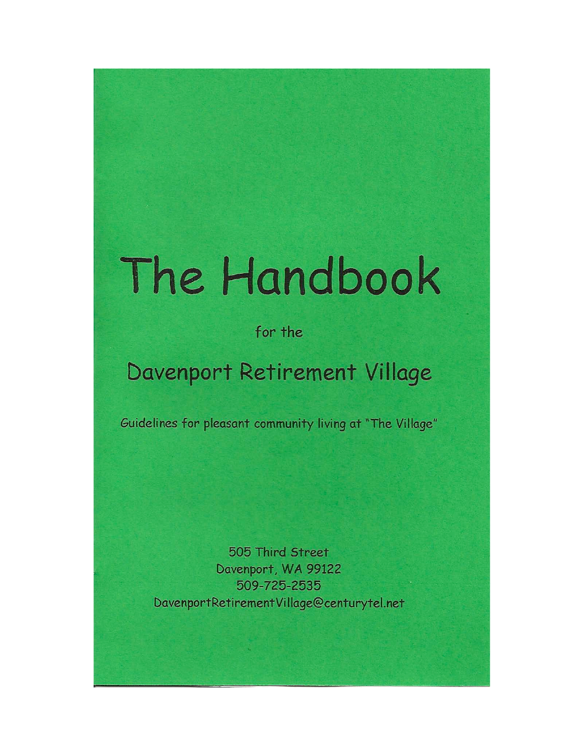# The Handbook

for the

## Davenport Retirement Village

Guidelines for pleasant community living at "The Village"

505 Third Street
Davenport, WA 99122
509-725-2535
DavenportRetirementVillage@centurytel.net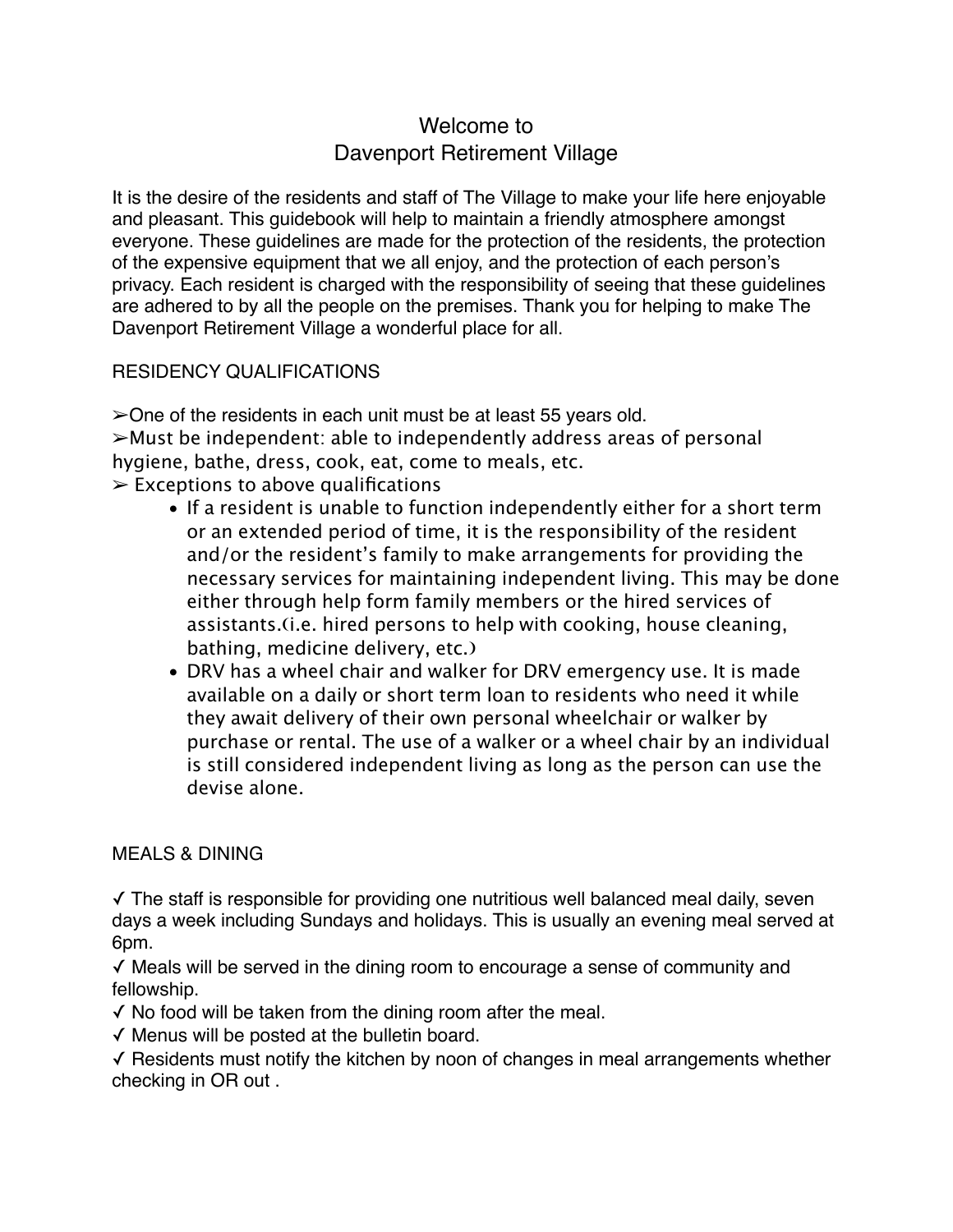# Welcome to
# Davenport Retirement Village

It is the desire of the residents and staff of The Village to make your life here enjoyable and pleasant. This guidebook will help to maintain a friendly atmosphere amongst everyone. These guidelines are made for the protection of the residents, the protection of the expensive equipment that we all enjoy, and the protection of each person's privacy. Each resident is charged with the responsibility of seeing that these guidelines are adhered to by all the people on the premises. Thank you for helping to make The Davenport Retirement Village a wonderful place for all.

## RESIDENCY QUALIFICATIONS

➢One of the residents in each unit must be at least 55 years old.

➢Must be independent: able to independently address areas of personal hygiene, bathe, dress, cook, eat, come to meals, etc.

➢ Exceptions to above qualifications

- If a resident is unable to function independently either for a short term or an extended period of time, it is the responsibility of the resident and/or the resident's family to make arrangements for providing the necessary services for maintaining independent living. This may be done either through help form family members or the hired services of assistants.(i.e. hired persons to help with cooking, house cleaning, bathing, medicine delivery, etc.)
- DRV has a wheel chair and walker for DRV emergency use. It is made available on a daily or short term loan to residents who need it while they await delivery of their own personal wheelchair or walker by purchase or rental. The use of a walker or a wheel chair by an individual is still considered independent living as long as the person can use the devise alone.

## MEALS & DINING

✓ The staff is responsible for providing one nutritious well balanced meal daily, seven days a week including Sundays and holidays. This is usually an evening meal served at 6pm.

✓ Meals will be served in the dining room to encourage a sense of community and fellowship.

✓ No food will be taken from the dining room after the meal.

✓ Menus will be posted at the bulletin board.

✓ Residents must notify the kitchen by noon of changes in meal arrangements whether checking in OR out .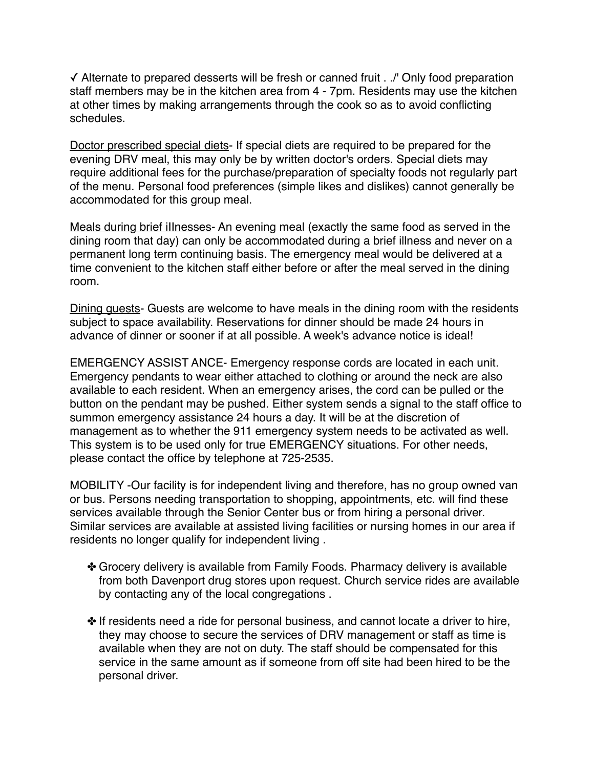✓ Alternate to prepared desserts will be fresh or canned fruit . ./' Only food preparation staff members may be in the kitchen area from 4 - 7pm. Residents may use the kitchen at other times by making arrangements through the cook so as to avoid conflicting schedules.

<u>Doctor prescribed special diets</u>- If special diets are required to be prepared for the evening DRV meal, this may only be by written doctor's orders. Special diets may require additional fees for the purchase/preparation of specialty foods not regularly part of the menu. Personal food preferences (simple likes and dislikes) cannot generally be accommodated for this group meal.

<u>Meals during brief iIlnesses</u>- An evening meal (exactly the same food as served in the dining room that day) can only be accommodated during a brief illness and never on a permanent long term continuing basis. The emergency meal would be delivered at a time convenient to the kitchen staff either before or after the meal served in the dining room.

<u>Dining guests</u>- Guests are welcome to have meals in the dining room with the residents subject to space availability. Reservations for dinner should be made 24 hours in advance of dinner or sooner if at all possible. A week's advance notice is ideal!

EMERGENCY ASSIST ANCE- Emergency response cords are located in each unit. Emergency pendants to wear either attached to clothing or around the neck are also available to each resident. When an emergency arises, the cord can be pulled or the button on the pendant may be pushed. Either system sends a signal to the staff office to summon emergency assistance 24 hours a day. It will be at the discretion of management as to whether the 911 emergency system needs to be activated as well. This system is to be used only for true EMERGENCY situations. For other needs, please contact the office by telephone at 725-2535.

MOBILITY -Our facility is for independent living and therefore, has no group owned van or bus. Persons needing transportation to shopping, appointments, etc. will find these services available through the Senior Center bus or from hiring a personal driver. Similar services are available at assisted living facilities or nursing homes in our area if residents no longer qualify for independent living .

- ✤ Grocery delivery is available from Family Foods. Pharmacy delivery is available from both Davenport drug stores upon request. Church service rides are available by contacting any of the local congregations .
- ✤ If residents need a ride for personal business, and cannot locate a driver to hire, they may choose to secure the services of DRV management or staff as time is available when they are not on duty. The staff should be compensated for this service in the same amount as if someone from off site had been hired to be the personal driver.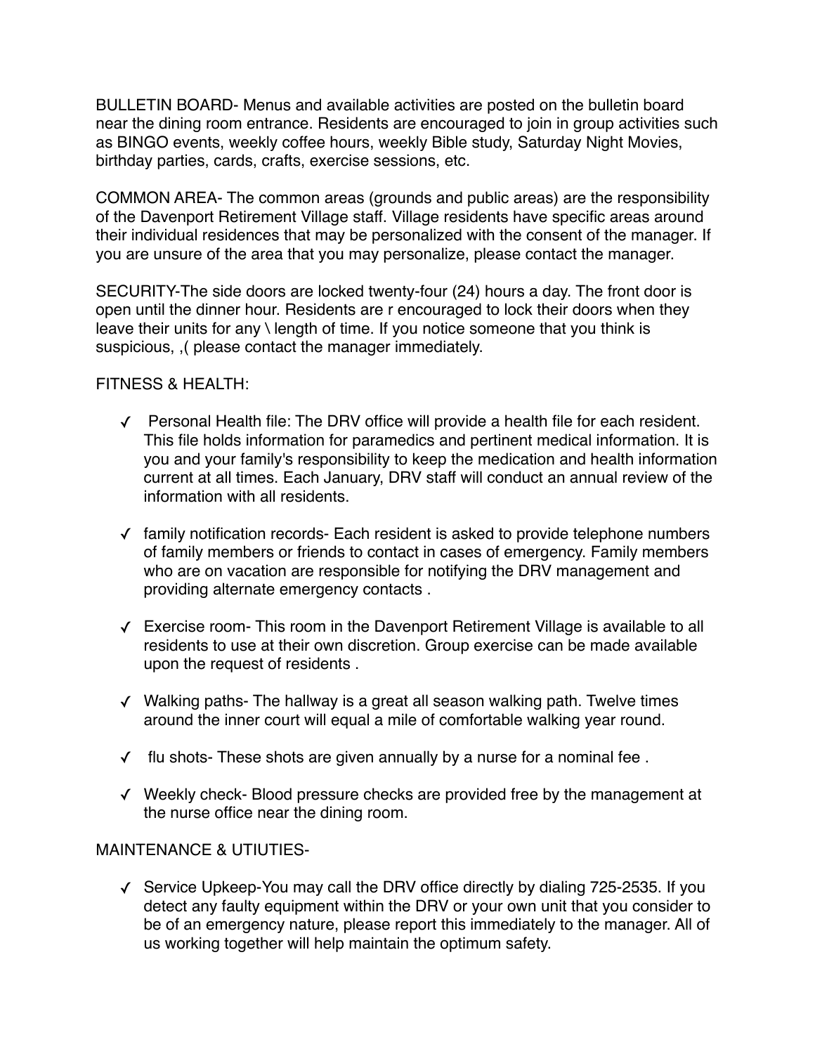BULLETIN BOARD- Menus and available activities are posted on the bulletin board near the dining room entrance. Residents are encouraged to join in group activities such as BINGO events, weekly coffee hours, weekly Bible study, Saturday Night Movies, birthday parties, cards, crafts, exercise sessions, etc.

COMMON AREA- The common areas (grounds and public areas) are the responsibility of the Davenport Retirement Village staff. Village residents have specific areas around their individual residences that may be personalized with the consent of the manager. If you are unsure of the area that you may personalize, please contact the manager.

SECURITY-The side doors are locked twenty-four (24) hours a day. The front door is open until the dinner hour. Residents are r encouraged to lock their doors when they leave their units for any \ length of time. If you notice someone that you think is suspicious, ,( please contact the manager immediately.

FITNESS & HEALTH:

- ✓ Personal Health file: The DRV office will provide a health file for each resident. This file holds information for paramedics and pertinent medical information. It is you and your family's responsibility to keep the medication and health information current at all times. Each January, DRV staff will conduct an annual review of the information with all residents.

- ✓ family notification records- Each resident is asked to provide telephone numbers of family members or friends to contact in cases of emergency. Family members who are on vacation are responsible for notifying the DRV management and providing alternate emergency contacts .

- ✓ Exercise room- This room in the Davenport Retirement Village is available to all residents to use at their own discretion. Group exercise can be made available upon the request of residents .

- ✓ Walking paths- The hallway is a great all season walking path. Twelve times around the inner court will equal a mile of comfortable walking year round.

- ✓ flu shots- These shots are given annually by a nurse for a nominal fee .

- ✓ Weekly check- Blood pressure checks are provided free by the management at the nurse office near the dining room.

MAINTENANCE & UTIUTIES-

- ✓ Service Upkeep-You may call the DRV office directly by dialing 725-2535. If you detect any faulty equipment within the DRV or your own unit that you consider to be of an emergency nature, please report this immediately to the manager. All of us working together will help maintain the optimum safety.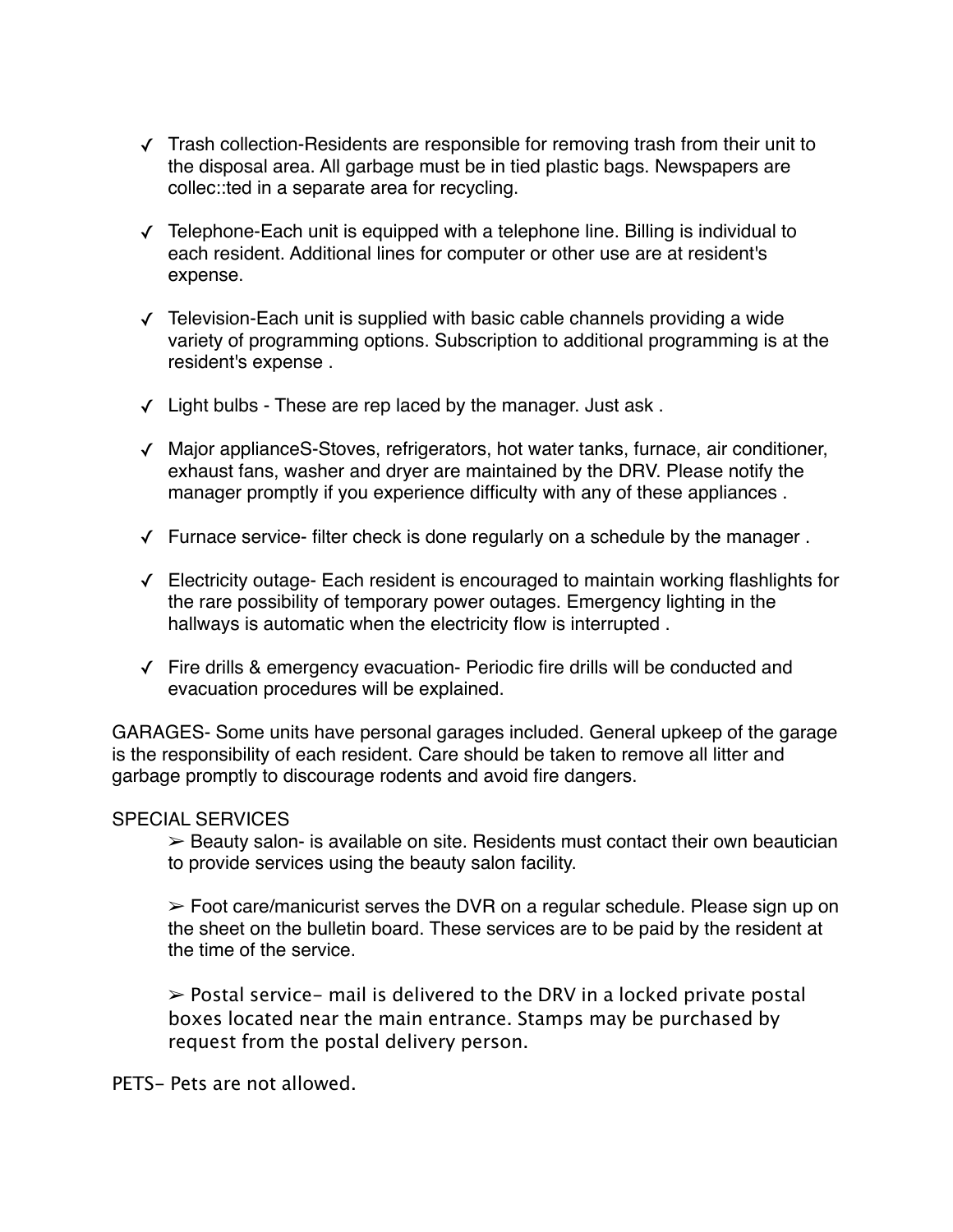- ✓ Trash collection-Residents are responsible for removing trash from their unit to the disposal area. All garbage must be in tied plastic bags. Newspapers are collec::ted in a separate area for recycling.

- ✓ Telephone-Each unit is equipped with a telephone line. Billing is individual to each resident. Additional lines for computer or other use are at resident's expense.

- ✓ Television-Each unit is supplied with basic cable channels providing a wide variety of programming options. Subscription to additional programming is at the resident's expense .

- ✓ Light bulbs - These are rep laced by the manager. Just ask .

- ✓ Major applianceS-Stoves, refrigerators, hot water tanks, furnace, air conditioner, exhaust fans, washer and dryer are maintained by the DRV. Please notify the manager promptly if you experience difficulty with any of these appliances .

- ✓ Furnace service- filter check is done regularly on a schedule by the manager .

- ✓ Electricity outage- Each resident is encouraged to maintain working flashlights for the rare possibility of temporary power outages. Emergency lighting in the hallways is automatic when the electricity flow is interrupted .

- ✓ Fire drills & emergency evacuation- Periodic fire drills will be conducted and evacuation procedures will be explained.

GARAGES- Some units have personal garages included. General upkeep of the garage is the responsibility of each resident. Care should be taken to remove all litter and garbage promptly to discourage rodents and avoid fire dangers.

SPECIAL SERVICES

- ➢ Beauty salon- is available on site. Residents must contact their own beautician to provide services using the beauty salon facility.

- ➢ Foot care/manicurist serves the DVR on a regular schedule. Please sign up on the sheet on the bulletin board. These services are to be paid by the resident at the time of the service.

- ➢ Postal service- mail is delivered to the DRV in a locked private postal boxes located near the main entrance. Stamps may be purchased by request from the postal delivery person.

PETS- Pets are not allowed.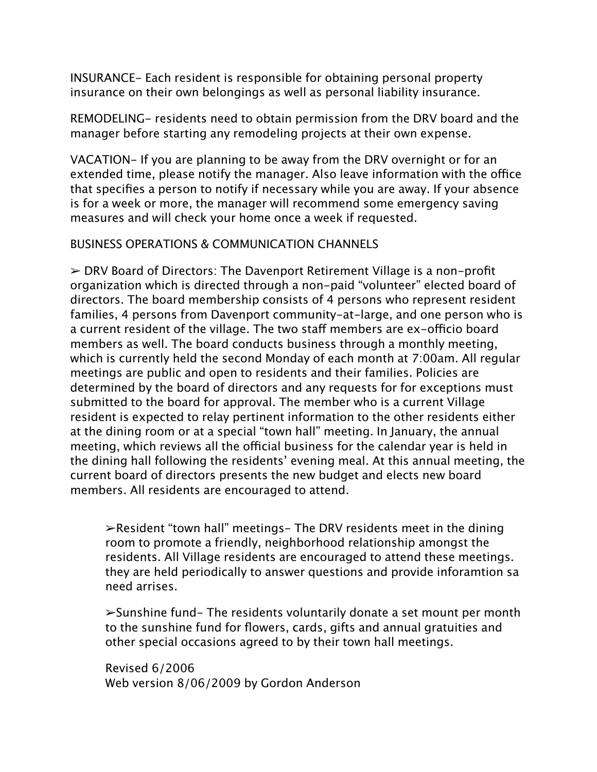INSURANCE- Each resident is responsible for obtaining personal property insurance on their own belongings as well as personal liability insurance.

REMODELING- residents need to obtain permission from the DRV board and the manager before starting any remodeling projects at their own expense.

VACATION- If you are planning to be away from the DRV overnight or for an extended time, please notify the manager. Also leave information with the office that specifies a person to notify if necessary while you are away. If your absence is for a week or more, the manager will recommend some emergency saving measures and will check your home once a week if requested.

BUSINESS OPERATIONS & COMMUNICATION CHANNELS

➢ DRV Board of Directors: The Davenport Retirement Village is a non-profit organization which is directed through a non-paid “volunteer” elected board of directors. The board membership consists of 4 persons who represent resident families, 4 persons from Davenport community-at-large, and one person who is a current resident of the village. The two staff members are ex-officio board members as well. The board conducts business through a monthly meeting, which is currently held the second Monday of each month at 7:00am. All regular meetings are public and open to residents and their families. Policies are determined by the board of directors and any requests for for exceptions must submitted to the board for approval. The member who is a current Village resident is expected to relay pertinent information to the other residents either at the dining room or at a special “town hall” meeting. In January, the annual meeting, which reviews all the official business for the calendar year is held in the dining hall following the residents’ evening meal. At this annual meeting, the current board of directors presents the new budget and elects new board members. All residents are encouraged to attend.

> ➢Resident “town hall” meetings- The DRV residents meet in the dining room to promote a friendly, neighborhood relationship amongst the residents. All Village residents are encouraged to attend these meetings. they are held periodically to answer questions and provide inforamtion sa need arrises.
>
> ➢Sunshine fund- The residents voluntarily donate a set mount per month to the sunshine fund for flowers, cards, gifts and annual gratuities and other special occasions agreed to by their town hall meetings.
>
> Revised 6/2006
> Web version 8/06/2009 by Gordon Anderson